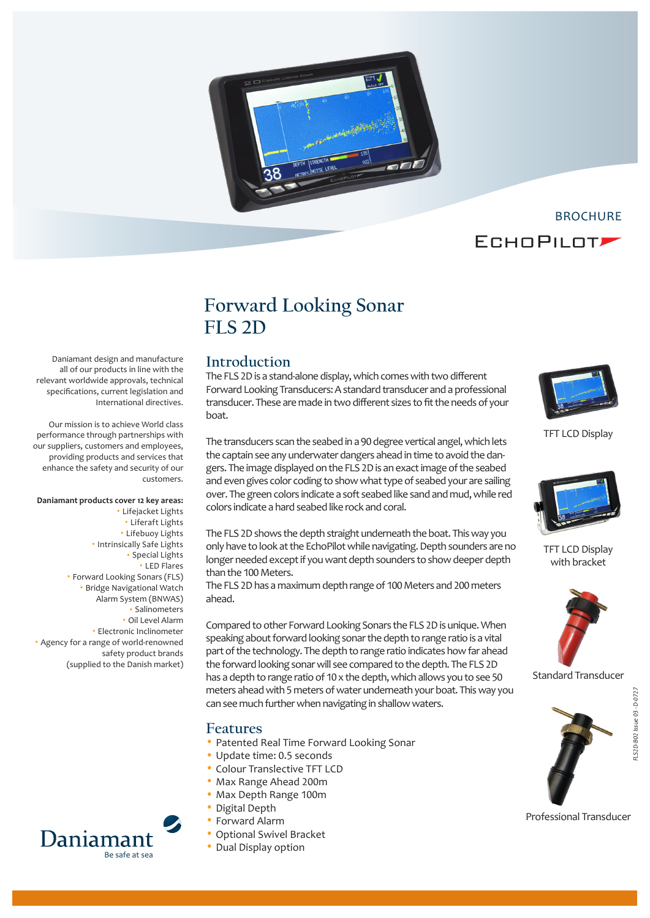BROCHURE

ECHOPILOT

# Forward Looking Sonar FLS 2D

Daniamant design and manufacture all of our products in line with the relevant worldwide approvals, technical specifications, current legislation and International directives.

Our mission is to achieve World class performance through partnerships with our suppliers, customers and employees, providing products and services that enhance the safety and security of our customers.

**Daniamant products cover 12 key areas:**

- Lifejacket Lights
- Liferaft Lights
- Lifebuoy Lights
- Intrinsically Safe Lights
- Special Lights
- LED Flares
- Forward Looking Sonars (FLS)
- Bridge Navigational Watch Alarm System (BNWAS)
- Salinometers
- Oil Level Alarm
- Electronic Inclinometer
- Agency for a range of world-renowned safety product brands (supplied to the Danish market)

## Introduction

The FLS 2D is a stand-alone display, which comes with two different Forward Looking Transducers: A standard transducer and a professional transducer. These are made in two different sizes to fit the needs of your boat.

The transducers scan the seabed in a 90 degree vertical angel, which lets the captain see any underwater dangers ahead in time to avoid the dangers. The image displayed on the FLS 2D is an exact image of the seabed and even gives color coding to show what type of seabed your are sailing over. The green colors indicate a soft seabed like sand and mud, while red colors indicate a hard seabed like rock and coral.

The FLS 2D shows the depth straight underneath the boat. This way you only have to look at the EchoPilot while navigating. Depth sounders are no longer needed except if you want depth sounders to show deeper depth than the 100 Meters.
The FLS 2D has a maximum depth range of 100 Meters and 200 meters ahead.

Compared to other Forward Looking Sonars the FLS 2D is unique. When speaking about forward looking sonar the depth to range ratio is a vital part of the technology. The depth to range ratio indicates how far ahead the forward looking sonar will see compared to the depth. The FLS 2D has a depth to range ratio of 10 x the depth, which allows you to see 50 meters ahead with 5 meters of water underneath your boat. This way you can see much further when navigating in shallow waters.

## Features

- Patented Real Time Forward Looking Sonar
- Update time: 0.5 seconds
- Colour Translective TFT LCD
- Max Range Ahead 200m
- Max Depth Range 100m
- Digital Depth
- Forward Alarm
- Optional Swivel Bracket
- Dual Display option

TFT LCD Display

TFT LCD Display with bracket

Standard Transducer

Professional Transducer

FLS2D-B02 Issue 03 - D 0727

Daniamant
Be safe at sea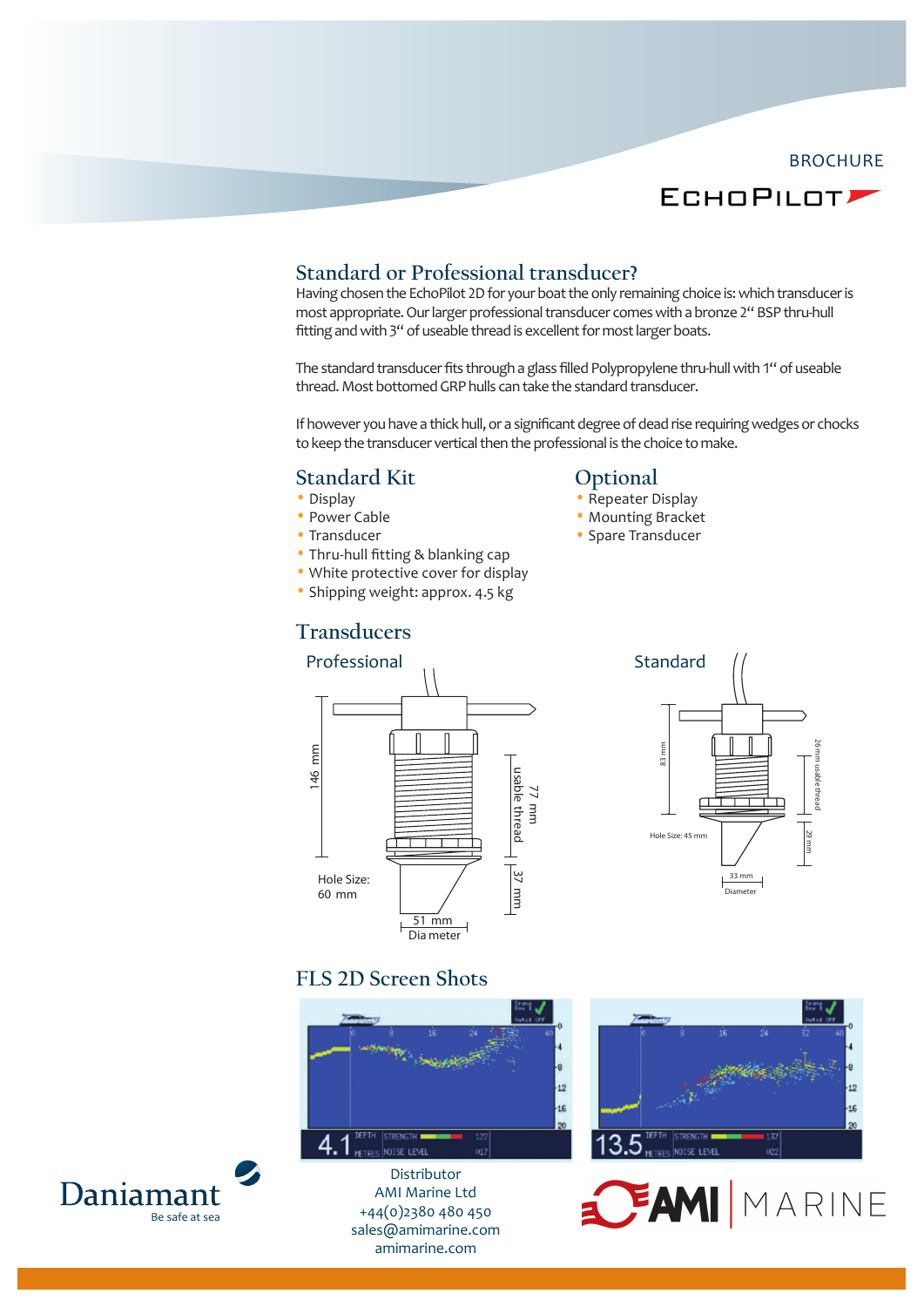BROCHURE

ECHOPILOT

## Standard or Professional transducer?

Having chosen the EchoPilot 2D for your boat the only remaining choice is: which transducer is most appropriate. Our larger professional transducer comes with a bronze 2" BSP thru-hull fitting and with 3" of useable thread is excellent for most larger boats.

The standard transducer fits through a glass filled Polypropylene thru-hull with 1" of useable thread. Most bottomed GRP hulls can take the standard transducer.

If however you have a thick hull, or a significant degree of dead rise requiring wedges or chocks to keep the transducer vertical then the professional is the choice to make.

## Standard Kit

- Display
- Power Cable
- Transducer
- Thru-hull fitting & blanking cap
- White protective cover for display
- Shipping weight: approx. 4.5 kg

## Optional

- Repeater Display
- Mounting Bracket
- Spare Transducer

## Transducers

### Professional

146 mm

77 mm usable thread

37 mm

Hole Size: 60 mm

51 mm Dia meter

### Standard

83 mm

26 mm usable thread

29 mm

Hole Size: 45 mm

33 mm Diameter

## FLS 2D Screen Shots

4.1 DEPTH METRES STRENGTH NOISE LEVEL

13.5 DEPTH METRES STRENGTH NOISE LEVEL

Daniamant
Be safe at sea

Distributor
AMI Marine Ltd
+44(0)2380 480 450
sales@amimarine.com
amimarine.com

AMI MARINE